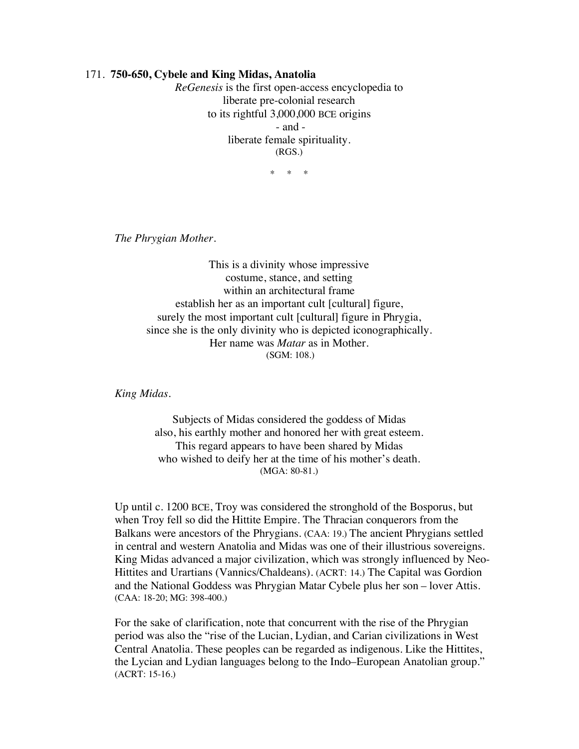171. **750-650, Cybele and King Midas, Anatolia**

*ReGenesis* is the first open-access encyclopedia to
liberate pre-colonial research
to its rightful 3,000,000 BCE origins
- and -
liberate female spirituality.
(RGS.)

\* \* \*

*The Phrygian Mother.*

This is a divinity whose impressive
costume, stance, and setting
within an architectural frame
establish her as an important cult [cultural] figure,
surely the most important cult [cultural] figure in Phrygia,
since she is the only divinity who is depicted iconographically.
Her name was *Matar* as in Mother.
(SGM: 108.)

*King Midas.*

Subjects of Midas considered the goddess of Midas
also, his earthly mother and honored her with great esteem.
This regard appears to have been shared by Midas
who wished to deify her at the time of his mother's death.
(MGA: 80-81.)

Up until c. 1200 BCE, Troy was considered the stronghold of the Bosporus, but when Troy fell so did the Hittite Empire. The Thracian conquerors from the Balkans were ancestors of the Phrygians. (CAA: 19.) The ancient Phrygians settled in central and western Anatolia and Midas was one of their illustrious sovereigns. King Midas advanced a major civilization, which was strongly influenced by Neo-Hittites and Urartians (Vannics/Chaldeans). (ACRT: 14.) The Capital was Gordion and the National Goddess was Phrygian Matar Cybele plus her son – lover Attis. (CAA: 18-20; MG: 398-400.)

For the sake of clarification, note that concurrent with the rise of the Phrygian period was also the "rise of the Lucian, Lydian, and Carian civilizations in West Central Anatolia. These peoples can be regarded as indigenous. Like the Hittites, the Lycian and Lydian languages belong to the Indo–European Anatolian group." (ACRT: 15-16.)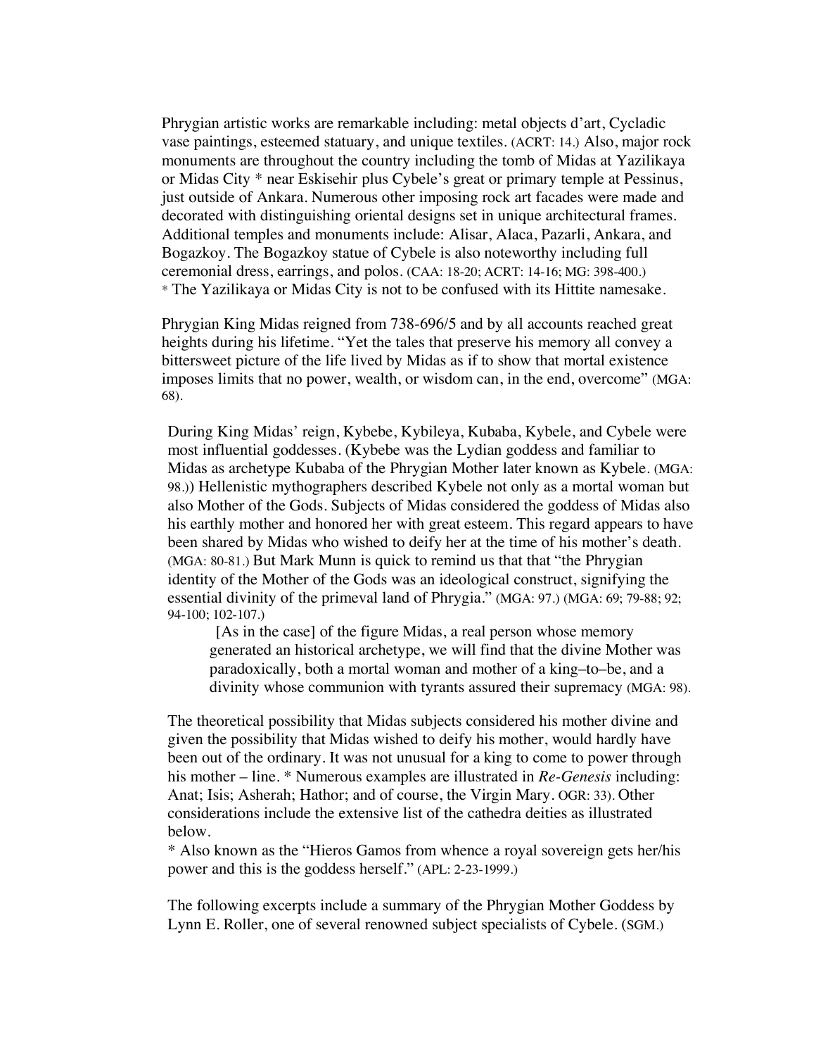Phrygian artistic works are remarkable including: metal objects d'art, Cycladic vase paintings, esteemed statuary, and unique textiles. (ACRT: 14.) Also, major rock monuments are throughout the country including the tomb of Midas at Yazilikaya or Midas City * near Eskisehir plus Cybele's great or primary temple at Pessinus, just outside of Ankara. Numerous other imposing rock art facades were made and decorated with distinguishing oriental designs set in unique architectural frames. Additional temples and monuments include: Alisar, Alaca, Pazarli, Ankara, and Bogazkoy. The Bogazkoy statue of Cybele is also noteworthy including full ceremonial dress, earrings, and polos. (CAA: 18-20; ACRT: 14-16; MG: 398-400.)
* The Yazilikaya or Midas City is not to be confused with its Hittite namesake.

Phrygian King Midas reigned from 738-696/5 and by all accounts reached great heights during his lifetime. "Yet the tales that preserve his memory all convey a bittersweet picture of the life lived by Midas as if to show that mortal existence imposes limits that no power, wealth, or wisdom can, in the end, overcome" (MGA: 68).

During King Midas' reign, Kybebe, Kybileya, Kubaba, Kybele, and Cybele were most influential goddesses. (Kybebe was the Lydian goddess and familiar to Midas as archetype Kubaba of the Phrygian Mother later known as Kybele. (MGA: 98.)) Hellenistic mythographers described Kybele not only as a mortal woman but also Mother of the Gods. Subjects of Midas considered the goddess of Midas also his earthly mother and honored her with great esteem. This regard appears to have been shared by Midas who wished to deify her at the time of his mother's death. (MGA: 80-81.) But Mark Munn is quick to remind us that that "the Phrygian identity of the Mother of the Gods was an ideological construct, signifying the essential divinity of the primeval land of Phrygia." (MGA: 97.) (MGA: 69; 79-88; 92; 94-100; 102-107.)

> [As in the case] of the figure Midas, a real person whose memory generated an historical archetype, we will find that the divine Mother was paradoxically, both a mortal woman and mother of a king–to–be, and a divinity whose communion with tyrants assured their supremacy (MGA: 98).

The theoretical possibility that Midas subjects considered his mother divine and given the possibility that Midas wished to deify his mother, would hardly have been out of the ordinary. It was not unusual for a king to come to power through his mother – line. * Numerous examples are illustrated in *Re-Genesis* including: Anat; Isis; Asherah; Hathor; and of course, the Virgin Mary. OGR: 33). Other considerations include the extensive list of the cathedra deities as illustrated below.
* Also known as the "Hieros Gamos from whence a royal sovereign gets her/his power and this is the goddess herself." (APL: 2-23-1999.)

The following excerpts include a summary of the Phrygian Mother Goddess by Lynn E. Roller, one of several renowned subject specialists of Cybele. (SGM.)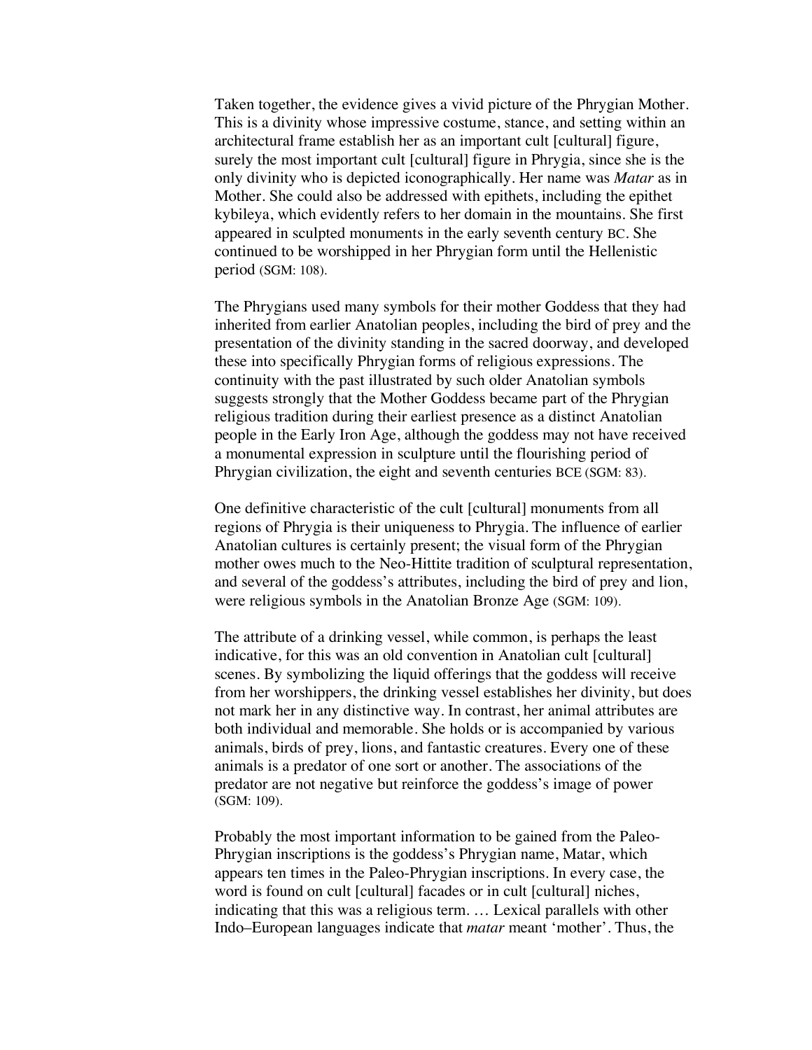Taken together, the evidence gives a vivid picture of the Phrygian Mother. This is a divinity whose impressive costume, stance, and setting within an architectural frame establish her as an important cult [cultural] figure, surely the most important cult [cultural] figure in Phrygia, since she is the only divinity who is depicted iconographically. Her name was *Matar* as in Mother. She could also be addressed with epithets, including the epithet kybileya, which evidently refers to her domain in the mountains. She first appeared in sculpted monuments in the early seventh century BC. She continued to be worshipped in her Phrygian form until the Hellenistic period (SGM: 108).

The Phrygians used many symbols for their mother Goddess that they had inherited from earlier Anatolian peoples, including the bird of prey and the presentation of the divinity standing in the sacred doorway, and developed these into specifically Phrygian forms of religious expressions. The continuity with the past illustrated by such older Anatolian symbols suggests strongly that the Mother Goddess became part of the Phrygian religious tradition during their earliest presence as a distinct Anatolian people in the Early Iron Age, although the goddess may not have received a monumental expression in sculpture until the flourishing period of Phrygian civilization, the eight and seventh centuries BCE (SGM: 83).

One definitive characteristic of the cult [cultural] monuments from all regions of Phrygia is their uniqueness to Phrygia. The influence of earlier Anatolian cultures is certainly present; the visual form of the Phrygian mother owes much to the Neo-Hittite tradition of sculptural representation, and several of the goddess's attributes, including the bird of prey and lion, were religious symbols in the Anatolian Bronze Age (SGM: 109).

The attribute of a drinking vessel, while common, is perhaps the least indicative, for this was an old convention in Anatolian cult [cultural] scenes. By symbolizing the liquid offerings that the goddess will receive from her worshippers, the drinking vessel establishes her divinity, but does not mark her in any distinctive way. In contrast, her animal attributes are both individual and memorable. She holds or is accompanied by various animals, birds of prey, lions, and fantastic creatures. Every one of these animals is a predator of one sort or another. The associations of the predator are not negative but reinforce the goddess's image of power (SGM: 109).

Probably the most important information to be gained from the Paleo-Phrygian inscriptions is the goddess's Phrygian name, Matar, which appears ten times in the Paleo-Phrygian inscriptions. In every case, the word is found on cult [cultural] facades or in cult [cultural] niches, indicating that this was a religious term. … Lexical parallels with other Indo–European languages indicate that *matar* meant 'mother'. Thus, the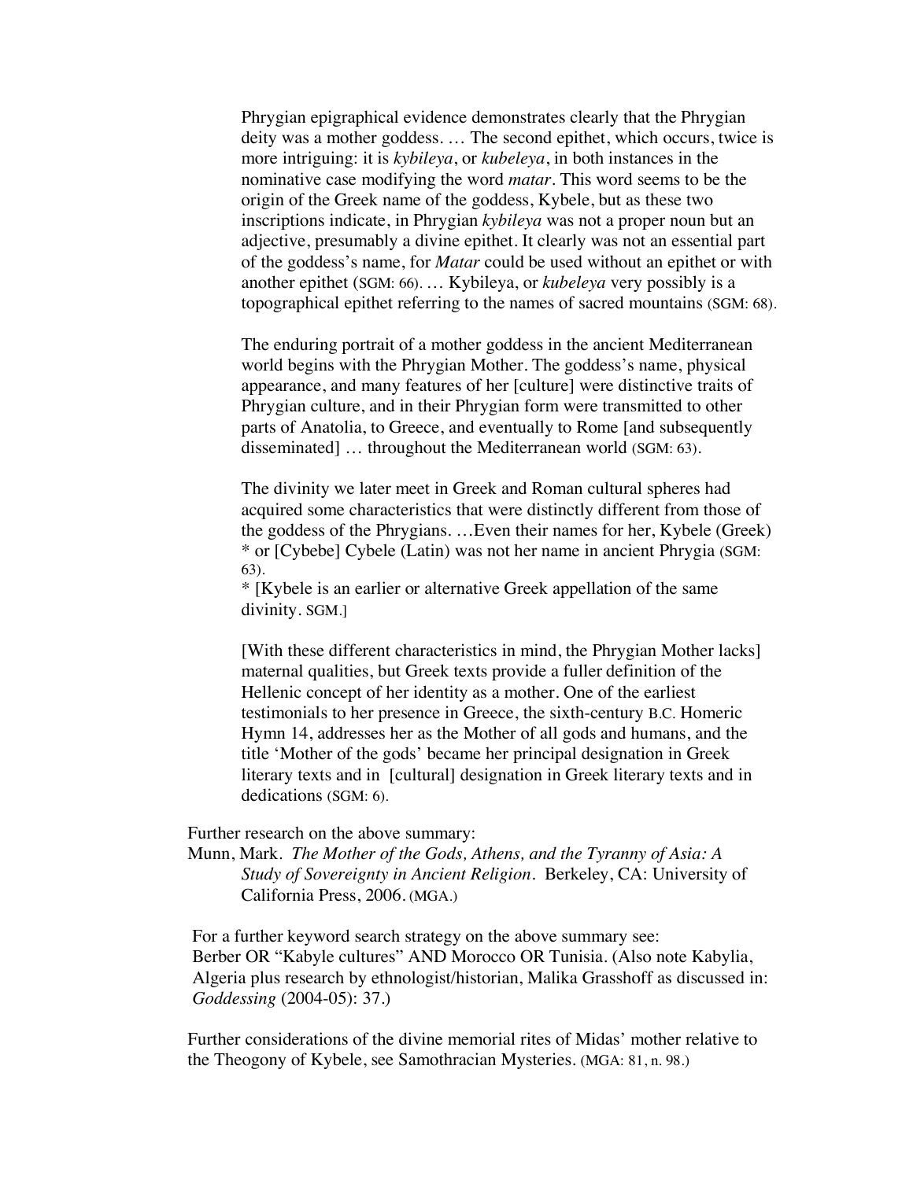Phrygian epigraphical evidence demonstrates clearly that the Phrygian deity was a mother goddess. … The second epithet, which occurs, twice is more intriguing: it is *kybileya*, or *kubeleya*, in both instances in the nominative case modifying the word *matar*. This word seems to be the origin of the Greek name of the goddess, Kybele, but as these two inscriptions indicate, in Phrygian *kybileya* was not a proper noun but an adjective, presumably a divine epithet. It clearly was not an essential part of the goddess's name, for *Matar* could be used without an epithet or with another epithet (SGM: 66). … Kybileya, or *kubeleya* very possibly is a topographical epithet referring to the names of sacred mountains (SGM: 68).

The enduring portrait of a mother goddess in the ancient Mediterranean world begins with the Phrygian Mother. The goddess's name, physical appearance, and many features of her [culture] were distinctive traits of Phrygian culture, and in their Phrygian form were transmitted to other parts of Anatolia, to Greece, and eventually to Rome [and subsequently disseminated] … throughout the Mediterranean world (SGM: 63).

The divinity we later meet in Greek and Roman cultural spheres had acquired some characteristics that were distinctly different from those of the goddess of the Phrygians. …Even their names for her, Kybele (Greek) * or [Cybebe] Cybele (Latin) was not her name in ancient Phrygia (SGM: 63).

* [Kybele is an earlier or alternative Greek appellation of the same divinity. SGM.]

[With these different characteristics in mind, the Phrygian Mother lacks] maternal qualities, but Greek texts provide a fuller definition of the Hellenic concept of her identity as a mother. One of the earliest testimonials to her presence in Greece, the sixth-century B.C. Homeric Hymn 14, addresses her as the Mother of all gods and humans, and the title 'Mother of the gods' became her principal designation in Greek literary texts and in [cultural] designation in Greek literary texts and in dedications (SGM: 6).

Further research on the above summary:

Munn, Mark. *The Mother of the Gods, Athens, and the Tyranny of Asia: A Study of Sovereignty in Ancient Religion*. Berkeley, CA: University of California Press, 2006. (MGA.)

For a further keyword search strategy on the above summary see:
Berber OR "Kabyle cultures" AND Morocco OR Tunisia. (Also note Kabylia, Algeria plus research by ethnologist/historian, Malika Grasshoff as discussed in: *Goddessing* (2004-05): 37.)

Further considerations of the divine memorial rites of Midas' mother relative to the Theogony of Kybele, see Samothracian Mysteries. (MGA: 81, n. 98.)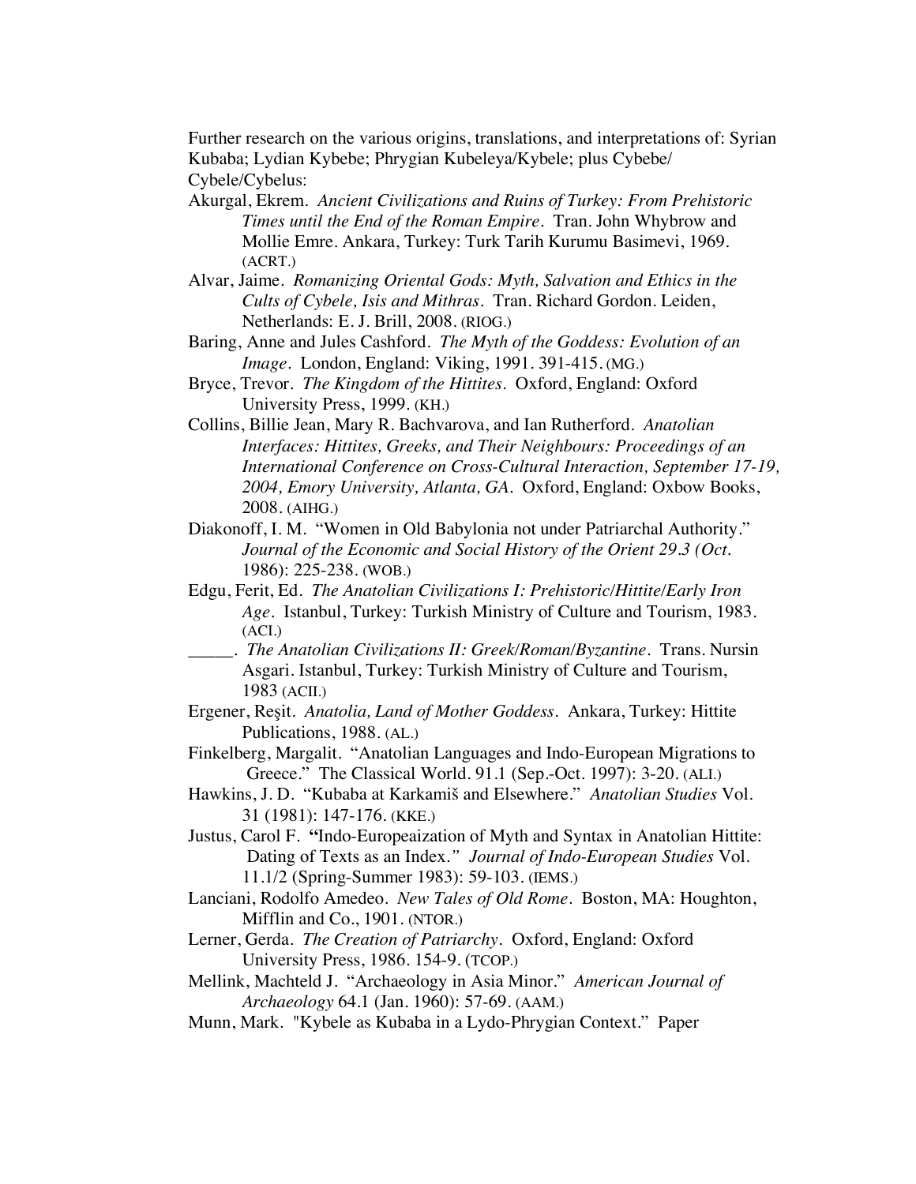Further research on the various origins, translations, and interpretations of: Syrian Kubaba; Lydian Kybebe; Phrygian Kubeleya/Kybele; plus Cybebe/ Cybele/Cybelus:

Akurgal, Ekrem. *Ancient Civilizations and Ruins of Turkey: From Prehistoric Times until the End of the Roman Empire*. Tran. John Whybrow and Mollie Emre. Ankara, Turkey: Turk Tarih Kurumu Basimevi, 1969. (ACRT.)

Alvar, Jaime. *Romanizing Oriental Gods: Myth, Salvation and Ethics in the Cults of Cybele, Isis and Mithras*. Tran. Richard Gordon. Leiden, Netherlands: E. J. Brill, 2008. (RIOG.)

Baring, Anne and Jules Cashford. *The Myth of the Goddess: Evolution of an Image*. London, England: Viking, 1991. 391-415. (MG.)

Bryce, Trevor. *The Kingdom of the Hittites*. Oxford, England: Oxford University Press, 1999. (KH.)

Collins, Billie Jean, Mary R. Bachvarova, and Ian Rutherford. *Anatolian Interfaces: Hittites, Greeks, and Their Neighbours: Proceedings of an International Conference on Cross-Cultural Interaction, September 17-19, 2004, Emory University, Atlanta, GA*. Oxford, England: Oxbow Books, 2008. (AIHG.)

Diakonoff, I. M. "Women in Old Babylonia not under Patriarchal Authority." *Journal of the Economic and Social History of the Orient 29.3 (Oct.* 1986): 225-238. (WOB.)

Edgu, Ferit, Ed. *The Anatolian Civilizations I: Prehistoric/Hittite/Early Iron Age*. Istanbul, Turkey: Turkish Ministry of Culture and Tourism, 1983. (ACI.)

_____. *The Anatolian Civilizations II: Greek/Roman/Byzantine*. Trans. Nursin Asgari. Istanbul, Turkey: Turkish Ministry of Culture and Tourism, 1983 (ACII.)

Ergener, Reşit. *Anatolia, Land of Mother Goddess*. Ankara, Turkey: Hittite Publications, 1988. (AL.)

Finkelberg, Margalit. "Anatolian Languages and Indo-European Migrations to Greece." The Classical World. 91.1 (Sep.-Oct. 1997): 3-20. (ALI.)

Hawkins, J. D. "Kubaba at Karkamiš and Elsewhere." *Anatolian Studies* Vol. 31 (1981): 147-176. (KKE.)

Justus, Carol F. **"**Indo-Europeaization of Myth and Syntax in Anatolian Hittite: Dating of Texts as an Index.*" Journal of Indo-European Studies* Vol. 11.1/2 (Spring-Summer 1983): 59-103. (IEMS.)

Lanciani, Rodolfo Amedeo. *New Tales of Old Rome*. Boston, MA: Houghton, Mifflin and Co., 1901. (NTOR.)

Lerner, Gerda. *The Creation of Patriarchy*. Oxford, England: Oxford University Press, 1986. 154-9. (TCOP.)

Mellink, Machteld J. "Archaeology in Asia Minor." *American Journal of Archaeology* 64.1 (Jan. 1960): 57-69. (AAM.)

Munn, Mark. "Kybele as Kubaba in a Lydo-Phrygian Context." Paper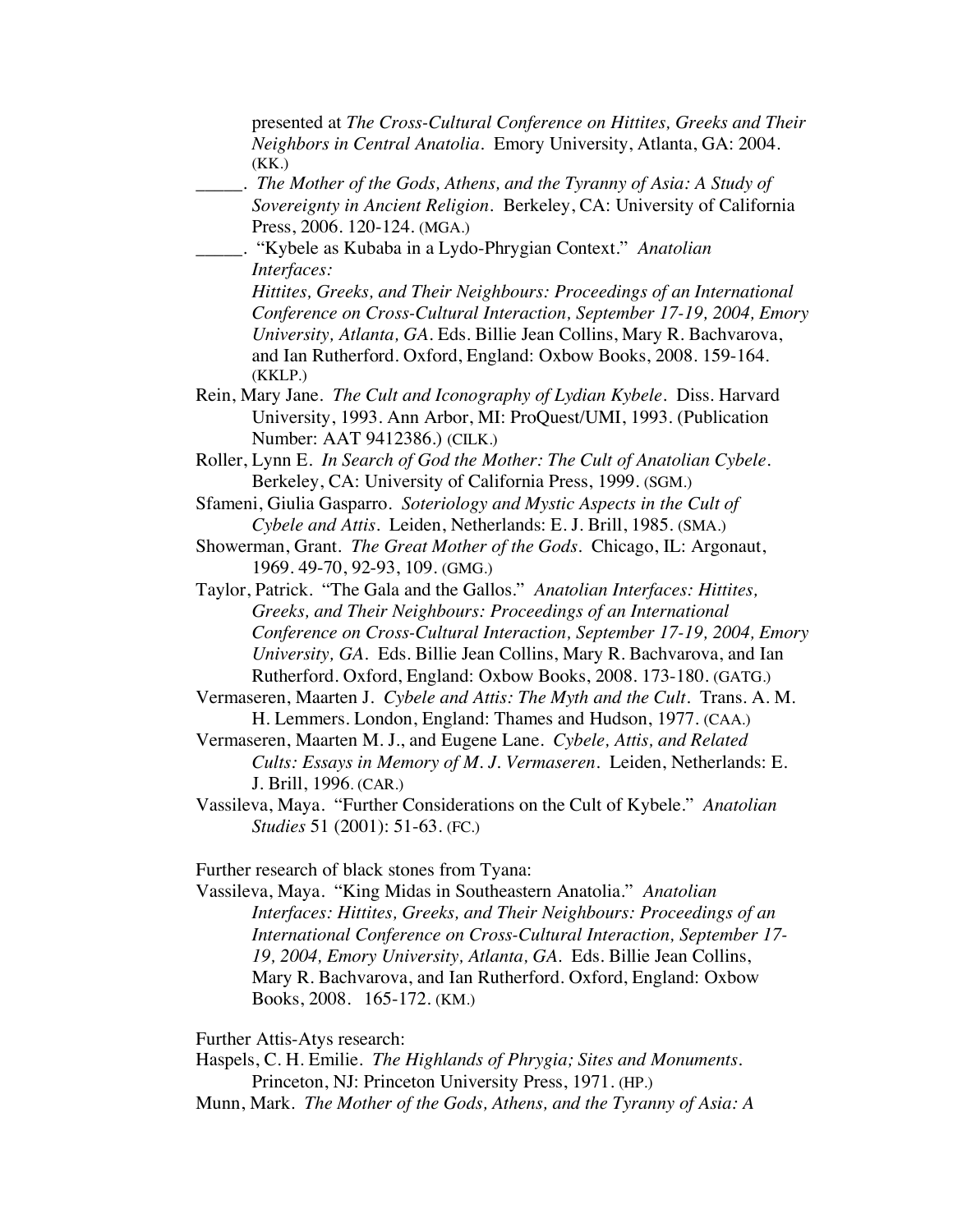presented at *The Cross-Cultural Conference on Hittites, Greeks and Their Neighbors in Central Anatolia*. Emory University, Atlanta, GA: 2004. (KK.)

_____. *The Mother of the Gods, Athens, and the Tyranny of Asia: A Study of Sovereignty in Ancient Religion*. Berkeley, CA: University of California Press, 2006. 120-124. (MGA.)

_____. "Kybele as Kubaba in a Lydo-Phrygian Context." *Anatolian Interfaces: Hittites, Greeks, and Their Neighbours: Proceedings of an International Conference on Cross-Cultural Interaction, September 17-19, 2004, Emory University, Atlanta, GA*. Eds. Billie Jean Collins, Mary R. Bachvarova, and Ian Rutherford. Oxford, England: Oxbow Books, 2008. 159-164. (KKLP.)

Rein, Mary Jane. *The Cult and Iconography of Lydian Kybele*. Diss. Harvard University, 1993. Ann Arbor, MI: ProQuest/UMI, 1993. (Publication Number: AAT 9412386.) (CILK.)

Roller, Lynn E. *In Search of God the Mother: The Cult of Anatolian Cybele*. Berkeley, CA: University of California Press, 1999. (SGM.)

Sfameni, Giulia Gasparro. *Soteriology and Mystic Aspects in the Cult of Cybele and Attis*. Leiden, Netherlands: E. J. Brill, 1985. (SMA.)

Showerman, Grant. *The Great Mother of the Gods*. Chicago, IL: Argonaut, 1969. 49-70, 92-93, 109. (GMG.)

Taylor, Patrick. "The Gala and the Gallos." *Anatolian Interfaces: Hittites, Greeks, and Their Neighbours: Proceedings of an International Conference on Cross-Cultural Interaction, September 17-19, 2004, Emory University, GA*. Eds. Billie Jean Collins, Mary R. Bachvarova, and Ian Rutherford. Oxford, England: Oxbow Books, 2008. 173-180. (GATG.)

Vermaseren, Maarten J. *Cybele and Attis: The Myth and the Cult*. Trans. A. M. H. Lemmers. London, England: Thames and Hudson, 1977. (CAA.)

Vermaseren, Maarten M. J., and Eugene Lane. *Cybele, Attis, and Related Cults: Essays in Memory of M. J. Vermaseren*. Leiden, Netherlands: E. J. Brill, 1996. (CAR.)

Vassileva, Maya. "Further Considerations on the Cult of Kybele." *Anatolian Studies* 51 (2001): 51-63. (FC.)

Further research of black stones from Tyana:

Vassileva, Maya. "King Midas in Southeastern Anatolia." *Anatolian Interfaces: Hittites, Greeks, and Their Neighbours: Proceedings of an International Conference on Cross-Cultural Interaction, September 17-19, 2004, Emory University, Atlanta, GA*. Eds. Billie Jean Collins, Mary R. Bachvarova, and Ian Rutherford. Oxford, England: Oxbow Books, 2008. 165-172. (KM.)

Further Attis-Atys research:

Haspels, C. H. Emilie. *The Highlands of Phrygia; Sites and Monuments*. Princeton, NJ: Princeton University Press, 1971. (HP.)

Munn, Mark. *The Mother of the Gods, Athens, and the Tyranny of Asia: A*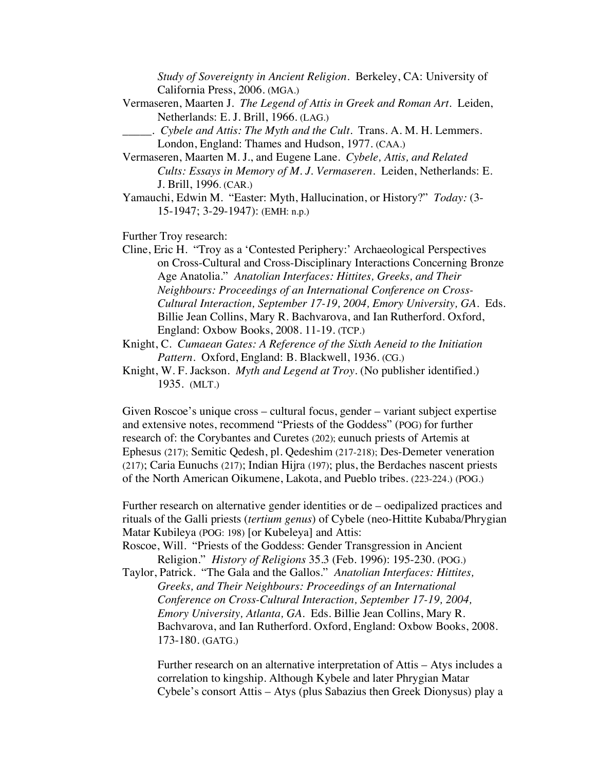*Study of Sovereignty in Ancient Religion*. Berkeley, CA: University of California Press, 2006. (MGA.)

Vermaseren, Maarten J. *The Legend of Attis in Greek and Roman Art*. Leiden, Netherlands: E. J. Brill, 1966. (LAG.)

_____. *Cybele and Attis: The Myth and the Cult*. Trans. A. M. H. Lemmers. London, England: Thames and Hudson, 1977. (CAA.)

Vermaseren, Maarten M. J., and Eugene Lane. *Cybele, Attis, and Related Cults: Essays in Memory of M. J. Vermaseren*. Leiden, Netherlands: E. J. Brill, 1996. (CAR.)

Yamauchi, Edwin M. "Easter: Myth, Hallucination, or History?" *Today:* (3-15-1947; 3-29-1947): (EMH: n.p.)

Further Troy research:

Cline, Eric H. "Troy as a 'Contested Periphery:' Archaeological Perspectives on Cross-Cultural and Cross-Disciplinary Interactions Concerning Bronze Age Anatolia." *Anatolian Interfaces: Hittites, Greeks, and Their Neighbours: Proceedings of an International Conference on Cross-Cultural Interaction, September 17-19, 2004, Emory University, GA*. Eds. Billie Jean Collins, Mary R. Bachvarova, and Ian Rutherford. Oxford, England: Oxbow Books, 2008. 11-19. (TCP.)

Knight, C. *Cumaean Gates: A Reference of the Sixth Aeneid to the Initiation Pattern*. Oxford, England: B. Blackwell, 1936. (CG.)

Knight, W. F. Jackson. *Myth and Legend at Troy*. (No publisher identified.) 1935. (MLT.)

Given Roscoe's unique cross – cultural focus, gender – variant subject expertise and extensive notes, recommend "Priests of the Goddess" (POG) for further research of: the Corybantes and Curetes (202); eunuch priests of Artemis at Ephesus (217); Semitic Qedesh, pl. Qedeshim (217-218); Des-Demeter veneration (217); Caria Eunuchs (217); Indian Hijra (197); plus, the Berdaches nascent priests of the North American Oikumene, Lakota, and Pueblo tribes. (223-224.) (POG.)

Further research on alternative gender identities or de – oedipalized practices and rituals of the Galli priests (*tertium genus*) of Cybele (neo-Hittite Kubaba/Phrygian Matar Kubileya (POG: 198) [or Kubeleya] and Attis:

Roscoe, Will. "Priests of the Goddess: Gender Transgression in Ancient Religion." *History of Religions* 35.3 (Feb. 1996): 195-230. (POG.)

Taylor, Patrick. "The Gala and the Gallos." *Anatolian Interfaces: Hittites, Greeks, and Their Neighbours: Proceedings of an International Conference on Cross-Cultural Interaction, September 17-19, 2004, Emory University, Atlanta, GA*. Eds. Billie Jean Collins, Mary R. Bachvarova, and Ian Rutherford. Oxford, England: Oxbow Books, 2008. 173-180. (GATG.)

Further research on an alternative interpretation of Attis – Atys includes a correlation to kingship. Although Kybele and later Phrygian Matar Cybele's consort Attis – Atys (plus Sabazius then Greek Dionysus) play a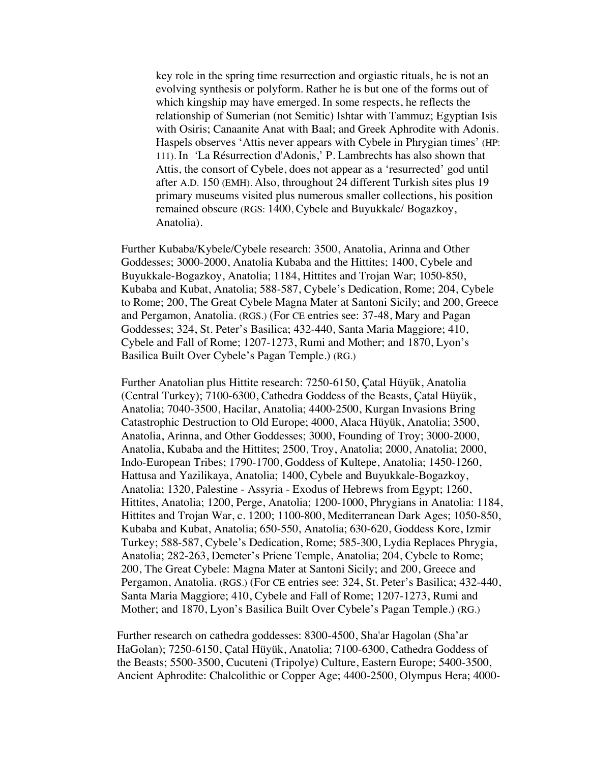key role in the spring time resurrection and orgiastic rituals, he is not an evolving synthesis or polyform. Rather he is but one of the forms out of which kingship may have emerged. In some respects, he reflects the relationship of Sumerian (not Semitic) Ishtar with Tammuz; Egyptian Isis with Osiris; Canaanite Anat with Baal; and Greek Aphrodite with Adonis. Haspels observes 'Attis never appears with Cybele in Phrygian times' (HP: 111). In 'La Résurrection d'Adonis,' P. Lambrechts has also shown that Attis, the consort of Cybele, does not appear as a 'resurrected' god until after A.D. 150 (EMH). Also, throughout 24 different Turkish sites plus 19 primary museums visited plus numerous smaller collections, his position remained obscure (RGS: 1400, Cybele and Buyukkale/ Bogazkoy, Anatolia).

Further Kubaba/Kybele/Cybele research: 3500, Anatolia, Arinna and Other Goddesses; 3000-2000, Anatolia Kubaba and the Hittites; 1400, Cybele and Buyukkale-Bogazkoy, Anatolia; 1184, Hittites and Trojan War; 1050-850, Kubaba and Kubat, Anatolia; 588-587, Cybele's Dedication, Rome; 204, Cybele to Rome; 200, The Great Cybele Magna Mater at Santoni Sicily; and 200, Greece and Pergamon, Anatolia. (RGS.) (For CE entries see: 37-48, Mary and Pagan Goddesses; 324, St. Peter's Basilica; 432-440, Santa Maria Maggiore; 410, Cybele and Fall of Rome; 1207-1273, Rumi and Mother; and 1870, Lyon's Basilica Built Over Cybele's Pagan Temple.) (RG.)

Further Anatolian plus Hittite research: 7250-6150, Çatal Hüyük, Anatolia (Central Turkey); 7100-6300, Cathedra Goddess of the Beasts, Çatal Hüyük, Anatolia; 7040-3500, Hacilar, Anatolia; 4400-2500, Kurgan Invasions Bring Catastrophic Destruction to Old Europe; 4000, Alaca Hüyük, Anatolia; 3500, Anatolia, Arinna, and Other Goddesses; 3000, Founding of Troy; 3000-2000, Anatolia, Kubaba and the Hittites; 2500, Troy, Anatolia; 2000, Anatolia; 2000, Indo-European Tribes; 1790-1700, Goddess of Kultepe, Anatolia; 1450-1260, Hattusa and Yazilikaya, Anatolia; 1400, Cybele and Buyukkale-Bogazkoy, Anatolia; 1320, Palestine - Assyria - Exodus of Hebrews from Egypt; 1260, Hittites, Anatolia; 1200, Perge, Anatolia; 1200-1000, Phrygians in Anatolia: 1184, Hittites and Trojan War, c. 1200; 1100-800, Mediterranean Dark Ages; 1050-850, Kubaba and Kubat, Anatolia; 650-550, Anatolia; 630-620, Goddess Kore, Izmir Turkey; 588-587, Cybele's Dedication, Rome; 585-300, Lydia Replaces Phrygia, Anatolia; 282-263, Demeter's Priene Temple, Anatolia; 204, Cybele to Rome; 200, The Great Cybele: Magna Mater at Santoni Sicily; and 200, Greece and Pergamon, Anatolia. (RGS.) (For CE entries see: 324, St. Peter's Basilica; 432-440, Santa Maria Maggiore; 410, Cybele and Fall of Rome; 1207-1273, Rumi and Mother; and 1870, Lyon's Basilica Built Over Cybele's Pagan Temple.) (RG.)

Further research on cathedra goddesses: 8300-4500, Sha'ar Hagolan (Sha'ar HaGolan); 7250-6150, Çatal Hüyük, Anatolia; 7100-6300, Cathedra Goddess of the Beasts; 5500-3500, Cucuteni (Tripolye) Culture, Eastern Europe; 5400-3500, Ancient Aphrodite: Chalcolithic or Copper Age; 4400-2500, Olympus Hera; 4000-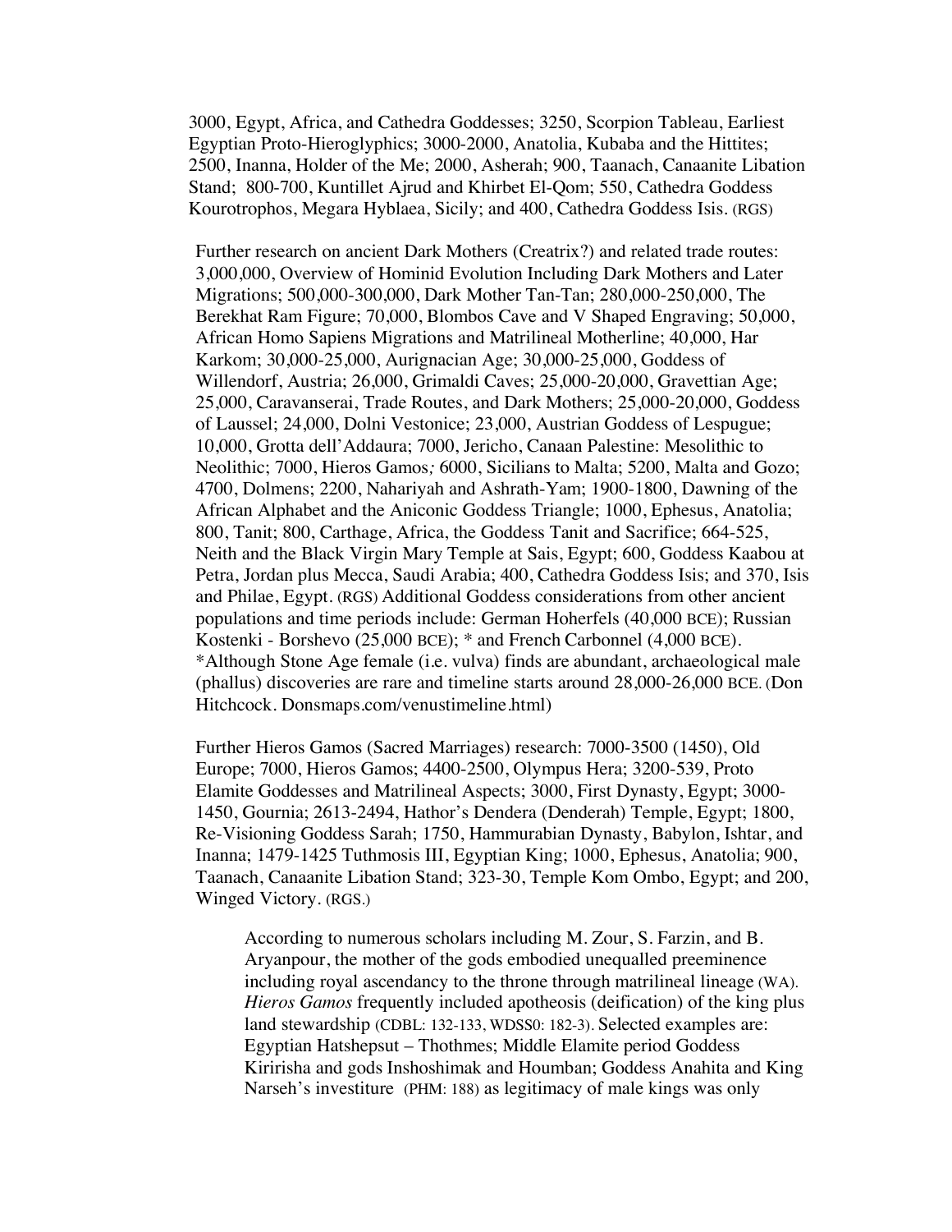3000, Egypt, Africa, and Cathedra Goddesses; 3250, Scorpion Tableau, Earliest Egyptian Proto-Hieroglyphics; 3000-2000, Anatolia, Kubaba and the Hittites; 2500, Inanna, Holder of the Me; 2000, Asherah; 900, Taanach, Canaanite Libation Stand; 800-700, Kuntillet Ajrud and Khirbet El-Qom; 550, Cathedra Goddess Kourotrophos, Megara Hyblaea, Sicily; and 400, Cathedra Goddess Isis. (RGS)

Further research on ancient Dark Mothers (Creatrix?) and related trade routes: 3,000,000, Overview of Hominid Evolution Including Dark Mothers and Later Migrations; 500,000-300,000, Dark Mother Tan-Tan; 280,000-250,000, The Berekhat Ram Figure; 70,000, Blombos Cave and V Shaped Engraving; 50,000, African Homo Sapiens Migrations and Matrilineal Motherline; 40,000, Har Karkom; 30,000-25,000, Aurignacian Age; 30,000-25,000, Goddess of Willendorf, Austria; 26,000, Grimaldi Caves; 25,000-20,000, Gravettian Age; 25,000, Caravanserai, Trade Routes, and Dark Mothers; 25,000-20,000, Goddess of Laussel; 24,000, Dolni Vestonice; 23,000, Austrian Goddess of Lespugue; 10,000, Grotta dell'Addaura; 7000, Jericho, Canaan Palestine: Mesolithic to Neolithic; 7000, Hieros Gamos*;* 6000, Sicilians to Malta; 5200, Malta and Gozo; 4700, Dolmens; 2200, Nahariyah and Ashrath-Yam; 1900-1800, Dawning of the African Alphabet and the Aniconic Goddess Triangle; 1000, Ephesus, Anatolia; 800, Tanit; 800, Carthage, Africa, the Goddess Tanit and Sacrifice; 664-525, Neith and the Black Virgin Mary Temple at Sais, Egypt; 600, Goddess Kaabou at Petra, Jordan plus Mecca, Saudi Arabia; 400, Cathedra Goddess Isis; and 370, Isis and Philae, Egypt. (RGS) Additional Goddess considerations from other ancient populations and time periods include: German Hoherfels (40,000 BCE); Russian Kostenki - Borshevo (25,000 BCE); * and French Carbonnel (4,000 BCE). *Although Stone Age female (i.e. vulva) finds are abundant, archaeological male (phallus) discoveries are rare and timeline starts around 28,000-26,000 BCE. (Don Hitchcock. Donsmaps.com/venustimeline.html)

Further Hieros Gamos (Sacred Marriages) research: 7000-3500 (1450), Old Europe; 7000, Hieros Gamos; 4400-2500, Olympus Hera; 3200-539, Proto Elamite Goddesses and Matrilineal Aspects; 3000, First Dynasty, Egypt; 3000-1450, Gournia; 2613-2494, Hathor's Dendera (Denderah) Temple, Egypt; 1800, Re-Visioning Goddess Sarah; 1750, Hammurabian Dynasty, Babylon, Ishtar, and Inanna; 1479-1425 Tuthmosis III, Egyptian King; 1000, Ephesus, Anatolia; 900, Taanach, Canaanite Libation Stand; 323-30, Temple Kom Ombo, Egypt; and 200, Winged Victory. (RGS.)

> According to numerous scholars including M. Zour, S. Farzin, and B. Aryanpour, the mother of the gods embodied unequalled preeminence including royal ascendancy to the throne through matrilineal lineage (WA). *Hieros Gamos* frequently included apotheosis (deification) of the king plus land stewardship (CDBL: 132-133, WDSS0: 182-3). Selected examples are: Egyptian Hatshepsut – Thothmes; Middle Elamite period Goddess Kiririsha and gods Inshoshimak and Houmban; Goddess Anahita and King Narseh's investiture (PHM: 188) as legitimacy of male kings was only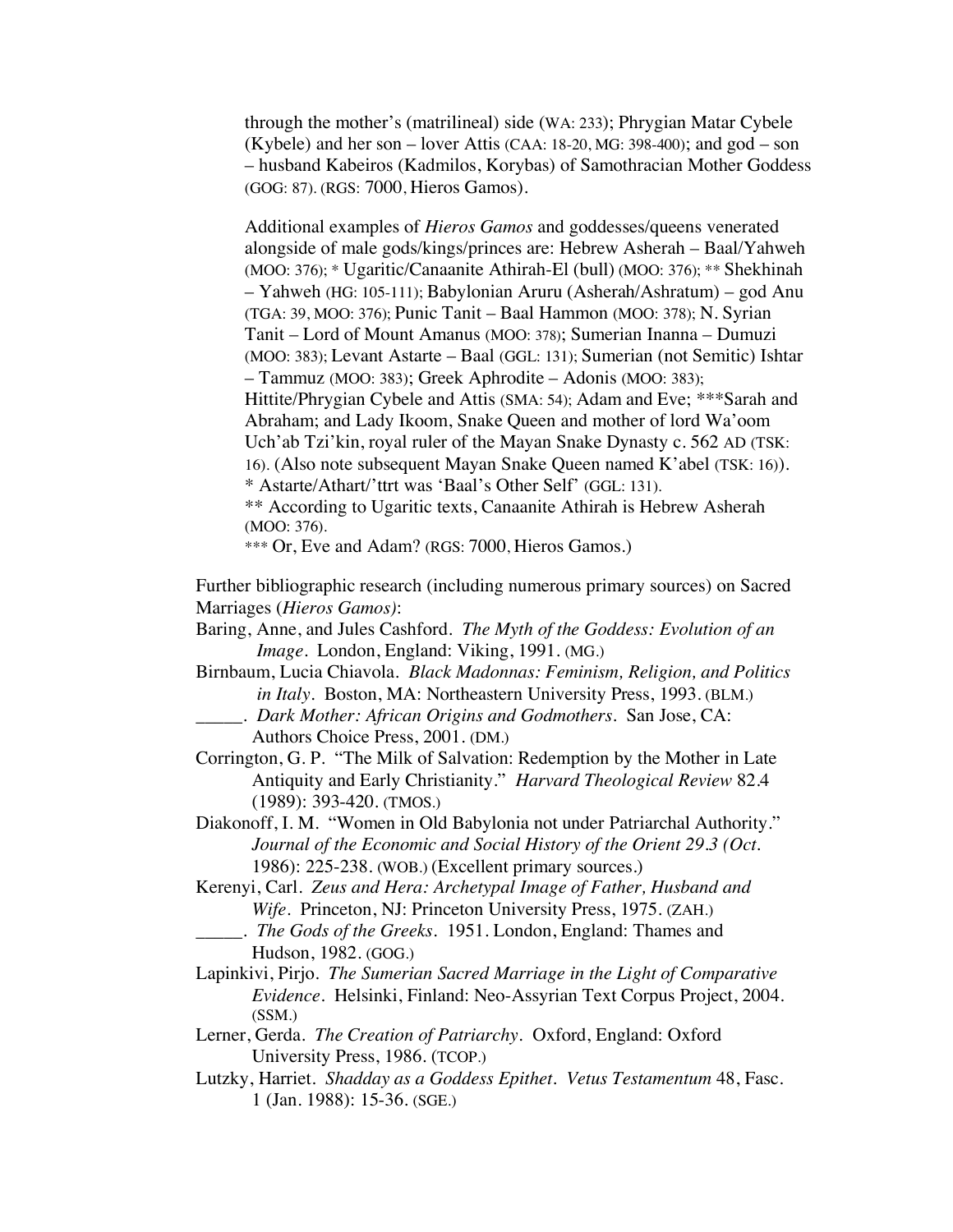through the mother's (matrilineal) side (WA: 233); Phrygian Matar Cybele (Kybele) and her son – lover Attis (CAA: 18-20, MG: 398-400); and god – son – husband Kabeiros (Kadmilos, Korybas) of Samothracian Mother Goddess (GOG: 87). (RGS: 7000, Hieros Gamos).

Additional examples of *Hieros Gamos* and goddesses/queens venerated alongside of male gods/kings/princes are: Hebrew Asherah – Baal/Yahweh (MOO: 376); * Ugaritic/Canaanite Athirah-El (bull) (MOO: 376); ** Shekhinah – Yahweh (HG: 105-111); Babylonian Aruru (Asherah/Ashratum) – god Anu (TGA: 39, MOO: 376); Punic Tanit – Baal Hammon (MOO: 378); N. Syrian Tanit – Lord of Mount Amanus (MOO: 378); Sumerian Inanna – Dumuzi (MOO: 383); Levant Astarte – Baal (GGL: 131); Sumerian (not Semitic) Ishtar – Tammuz (MOO: 383); Greek Aphrodite – Adonis (MOO: 383); Hittite/Phrygian Cybele and Attis (SMA: 54); Adam and Eve; ***Sarah and Abraham; and Lady Ikoom, Snake Queen and mother of lord Wa'oom Uch'ab Tzi'kin, royal ruler of the Mayan Snake Dynasty c. 562 AD (TSK: 16). (Also note subsequent Mayan Snake Queen named K'abel (TSK: 16)).
* Astarte/Athart/'ttrt was 'Baal's Other Self' (GGL: 131).
** According to Ugaritic texts, Canaanite Athirah is Hebrew Asherah (MOO: 376).
*** Or, Eve and Adam? (RGS: 7000, Hieros Gamos.)

Further bibliographic research (including numerous primary sources) on Sacred Marriages (*Hieros Gamos)*:

Baring, Anne, and Jules Cashford. *The Myth of the Goddess: Evolution of an Image*. London, England: Viking, 1991. (MG.)

Birnbaum, Lucia Chiavola. *Black Madonnas: Feminism, Religion, and Politics in Italy*. Boston, MA: Northeastern University Press, 1993. (BLM.)

_____. *Dark Mother: African Origins and Godmothers*. San Jose, CA: Authors Choice Press, 2001. (DM.)

Corrington, G. P. "The Milk of Salvation: Redemption by the Mother in Late Antiquity and Early Christianity." *Harvard Theological Review* 82.4 (1989): 393-420. (TMOS.)

Diakonoff, I. M. "Women in Old Babylonia not under Patriarchal Authority." *Journal of the Economic and Social History of the Orient 29.3 (Oct.* 1986): 225-238. (WOB.) (Excellent primary sources.)

Kerenyi, Carl. *Zeus and Hera: Archetypal Image of Father, Husband and Wife*. Princeton, NJ: Princeton University Press, 1975. (ZAH.)

_____. *The Gods of the Greeks*. 1951. London, England: Thames and Hudson, 1982. (GOG.)

Lapinkivi, Pirjo. *The Sumerian Sacred Marriage in the Light of Comparative Evidence*. Helsinki, Finland: Neo-Assyrian Text Corpus Project, 2004. (SSM.)

Lerner, Gerda. *The Creation of Patriarchy*. Oxford, England: Oxford University Press, 1986. (TCOP.)

Lutzky, Harriet. *Shadday as a Goddess Epithet*. *Vetus Testamentum* 48, Fasc. 1 (Jan. 1988): 15-36. (SGE.)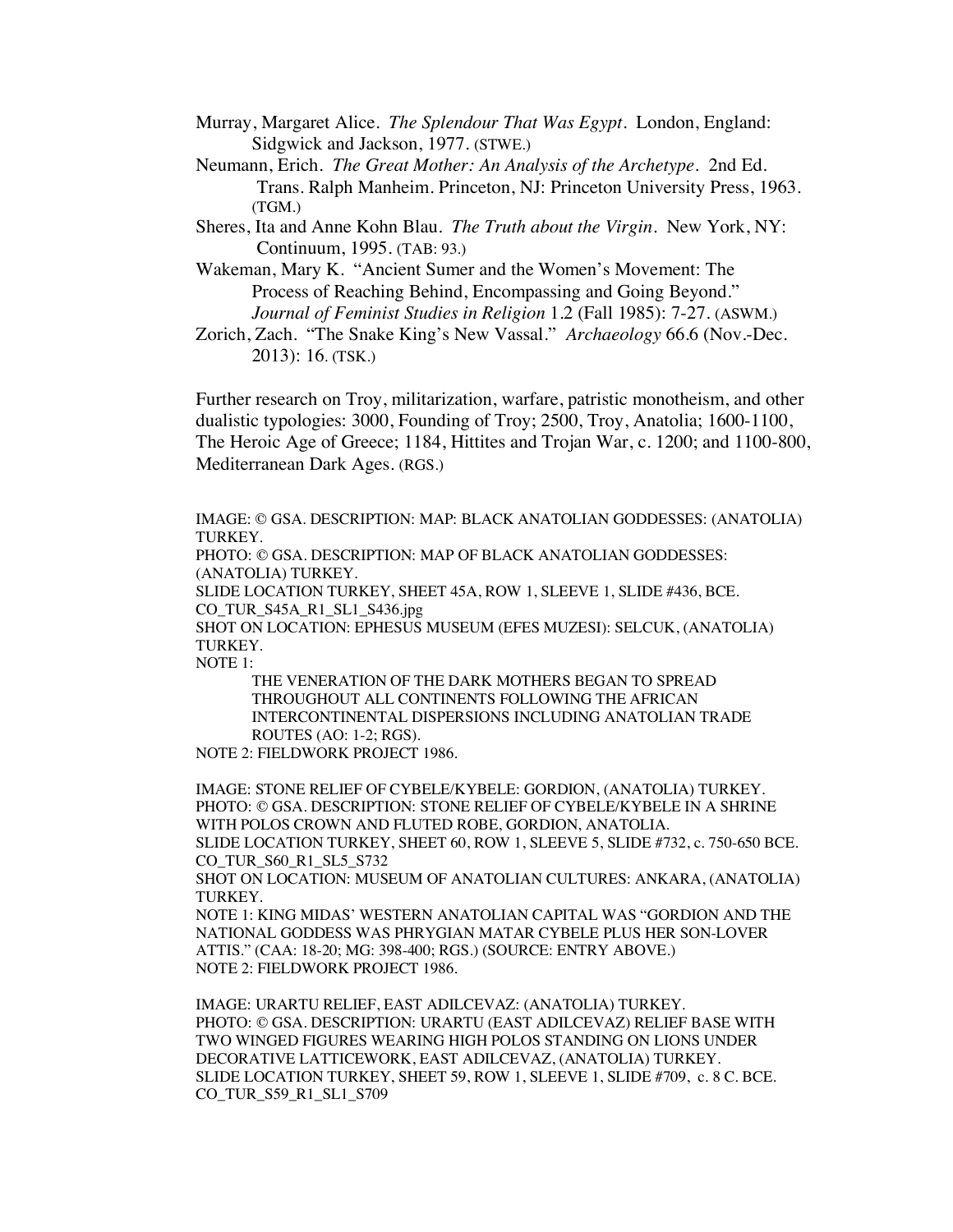Murray, Margaret Alice. *The Splendour That Was Egypt*. London, England: Sidgwick and Jackson, 1977. (STWE.)

Neumann, Erich. *The Great Mother: An Analysis of the Archetype*. 2nd Ed. Trans. Ralph Manheim. Princeton, NJ: Princeton University Press, 1963. (TGM.)

Sheres, Ita and Anne Kohn Blau. *The Truth about the Virgin*. New York, NY: Continuum, 1995. (TAB: 93.)

Wakeman, Mary K. "Ancient Sumer and the Women's Movement: The Process of Reaching Behind, Encompassing and Going Beyond." *Journal of Feminist Studies in Religion* 1.2 (Fall 1985): 7-27. (ASWM.)

Zorich, Zach. "The Snake King's New Vassal." *Archaeology* 66.6 (Nov.-Dec. 2013): 16. (TSK.)

Further research on Troy, militarization, warfare, patristic monotheism, and other dualistic typologies: 3000, Founding of Troy; 2500, Troy, Anatolia; 1600-1100, The Heroic Age of Greece; 1184, Hittites and Trojan War, c. 1200; and 1100-800, Mediterranean Dark Ages. (RGS.)

IMAGE: © GSA. DESCRIPTION: MAP: BLACK ANATOLIAN GODDESSES: (ANATOLIA) TURKEY.
PHOTO: © GSA. DESCRIPTION: MAP OF BLACK ANATOLIAN GODDESSES: (ANATOLIA) TURKEY.
SLIDE LOCATION TURKEY, SHEET 45A, ROW 1, SLEEVE 1, SLIDE #436, BCE.
CO_TUR_S45A_R1_SL1_S436.jpg
SHOT ON LOCATION: EPHESUS MUSEUM (EFES MUZESI): SELCUK, (ANATOLIA) TURKEY.
NOTE 1:

THE VENERATION OF THE DARK MOTHERS BEGAN TO SPREAD THROUGHOUT ALL CONTINENTS FOLLOWING THE AFRICAN INTERCONTINENTAL DISPERSIONS INCLUDING ANATOLIAN TRADE ROUTES (AO: 1-2; RGS).

NOTE 2: FIELDWORK PROJECT 1986.

IMAGE: STONE RELIEF OF CYBELE/KYBELE: GORDION, (ANATOLIA) TURKEY.
PHOTO: © GSA. DESCRIPTION: STONE RELIEF OF CYBELE/KYBELE IN A SHRINE WITH POLOS CROWN AND FLUTED ROBE, GORDION, ANATOLIA.
SLIDE LOCATION TURKEY, SHEET 60, ROW 1, SLEEVE 5, SLIDE #732, c. 750-650 BCE.
CO_TUR_S60_R1_SL5_S732
SHOT ON LOCATION: MUSEUM OF ANATOLIAN CULTURES: ANKARA, (ANATOLIA) TURKEY.
NOTE 1: KING MIDAS' WESTERN ANATOLIAN CAPITAL WAS "GORDION AND THE NATIONAL GODDESS WAS PHRYGIAN MATAR CYBELE PLUS HER SON-LOVER ATTIS." (CAA: 18-20; MG: 398-400; RGS.) (SOURCE: ENTRY ABOVE.)
NOTE 2: FIELDWORK PROJECT 1986.

IMAGE: URARTU RELIEF, EAST ADILCEVAZ: (ANATOLIA) TURKEY.
PHOTO: © GSA. DESCRIPTION: URARTU (EAST ADILCEVAZ) RELIEF BASE WITH TWO WINGED FIGURES WEARING HIGH POLOS STANDING ON LIONS UNDER DECORATIVE LATTICEWORK, EAST ADILCEVAZ, (ANATOLIA) TURKEY.
SLIDE LOCATION TURKEY, SHEET 59, ROW 1, SLEEVE 1, SLIDE #709, c. 8 C. BCE.
CO_TUR_S59_R1_SL1_S709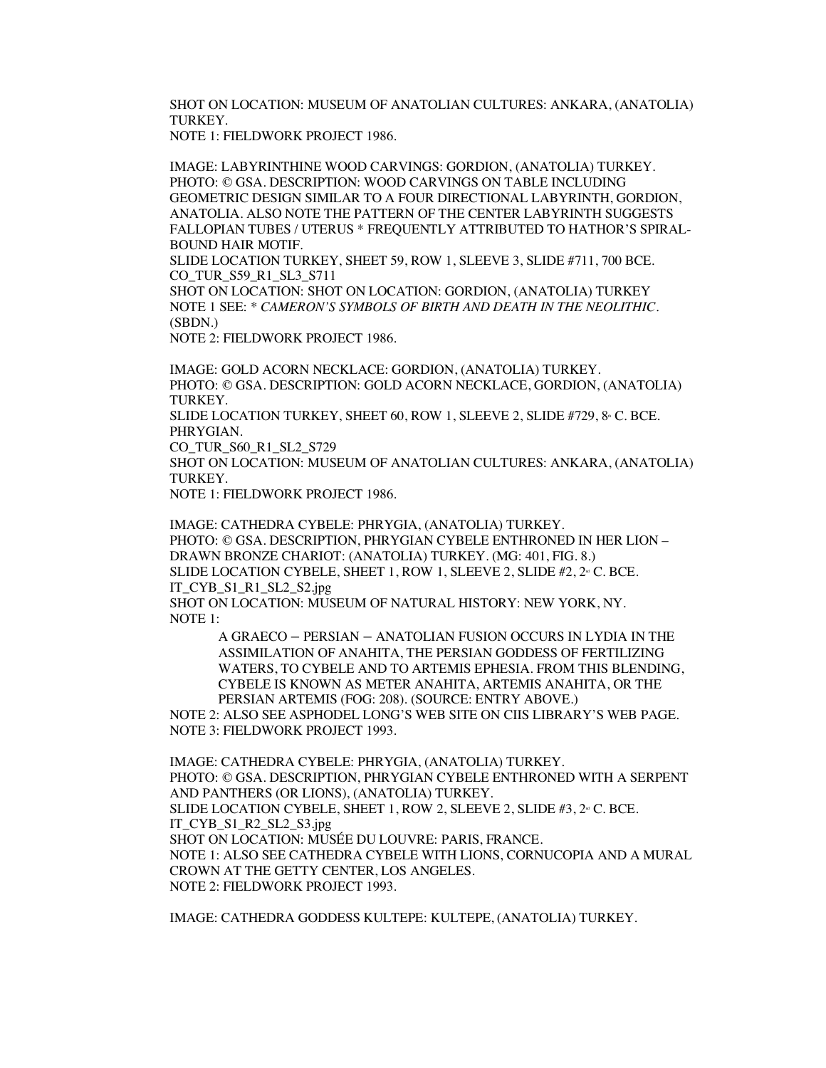SHOT ON LOCATION: MUSEUM OF ANATOLIAN CULTURES: ANKARA, (ANATOLIA) TURKEY.
NOTE 1: FIELDWORK PROJECT 1986.

IMAGE: LABYRINTHINE WOOD CARVINGS: GORDION, (ANATOLIA) TURKEY.
PHOTO: © GSA. DESCRIPTION: WOOD CARVINGS ON TABLE INCLUDING GEOMETRIC DESIGN SIMILAR TO A FOUR DIRECTIONAL LABYRINTH, GORDION, ANATOLIA. ALSO NOTE THE PATTERN OF THE CENTER LABYRINTH SUGGESTS FALLOPIAN TUBES / UTERUS * FREQUENTLY ATTRIBUTED TO HATHOR'S SPIRAL-BOUND HAIR MOTIF.
SLIDE LOCATION TURKEY, SHEET 59, ROW 1, SLEEVE 3, SLIDE #711, 700 BCE.
CO_TUR_S59_R1_SL3_S711
SHOT ON LOCATION: SHOT ON LOCATION: GORDION, (ANATOLIA) TURKEY
NOTE 1 SEE: * *CAMERON'S SYMBOLS OF BIRTH AND DEATH IN THE NEOLITHIC*. (SBDN.)
NOTE 2: FIELDWORK PROJECT 1986.

IMAGE: GOLD ACORN NECKLACE: GORDION, (ANATOLIA) TURKEY.
PHOTO: © GSA. DESCRIPTION: GOLD ACORN NECKLACE, GORDION, (ANATOLIA) TURKEY.
SLIDE LOCATION TURKEY, SHEET 60, ROW 1, SLEEVE 2, SLIDE #729, 8th C. BCE. PHRYGIAN.
CO_TUR_S60_R1_SL2_S729
SHOT ON LOCATION: MUSEUM OF ANATOLIAN CULTURES: ANKARA, (ANATOLIA) TURKEY.
NOTE 1: FIELDWORK PROJECT 1986.

IMAGE: CATHEDRA CYBELE: PHRYGIA, (ANATOLIA) TURKEY.
PHOTO: © GSA. DESCRIPTION, PHRYGIAN CYBELE ENTHRONED IN HER LION – DRAWN BRONZE CHARIOT: (ANATOLIA) TURKEY. (MG: 401, FIG. 8.)
SLIDE LOCATION CYBELE, SHEET 1, ROW 1, SLEEVE 2, SLIDE #2, 2nd C. BCE.
IT_CYB_S1_R1_SL2_S2.jpg
SHOT ON LOCATION: MUSEUM OF NATURAL HISTORY: NEW YORK, NY.
NOTE 1:

> A GRAECO – PERSIAN – ANATOLIAN FUSION OCCURS IN LYDIA IN THE ASSIMILATION OF ANAHITA, THE PERSIAN GODDESS OF FERTILIZING WATERS, TO CYBELE AND TO ARTEMIS EPHESIA. FROM THIS BLENDING, CYBELE IS KNOWN AS METER ANAHITA, ARTEMIS ANAHITA, OR THE PERSIAN ARTEMIS (FOG: 208). (SOURCE: ENTRY ABOVE.)

NOTE 2: ALSO SEE ASPHODEL LONG'S WEB SITE ON CIIS LIBRARY'S WEB PAGE.
NOTE 3: FIELDWORK PROJECT 1993.

IMAGE: CATHEDRA CYBELE: PHRYGIA, (ANATOLIA) TURKEY.
PHOTO: © GSA. DESCRIPTION, PHRYGIAN CYBELE ENTHRONED WITH A SERPENT AND PANTHERS (OR LIONS), (ANATOLIA) TURKEY.
SLIDE LOCATION CYBELE, SHEET 1, ROW 2, SLEEVE 2, SLIDE #3, 2nd C. BCE.
IT_CYB_S1_R2_SL2_S3.jpg
SHOT ON LOCATION: MUSÉE DU LOUVRE: PARIS, FRANCE.
NOTE 1: ALSO SEE CATHEDRA CYBELE WITH LIONS, CORNUCOPIA AND A MURAL CROWN AT THE GETTY CENTER, LOS ANGELES.
NOTE 2: FIELDWORK PROJECT 1993.

IMAGE: CATHEDRA GODDESS KULTEPE: KULTEPE, (ANATOLIA) TURKEY.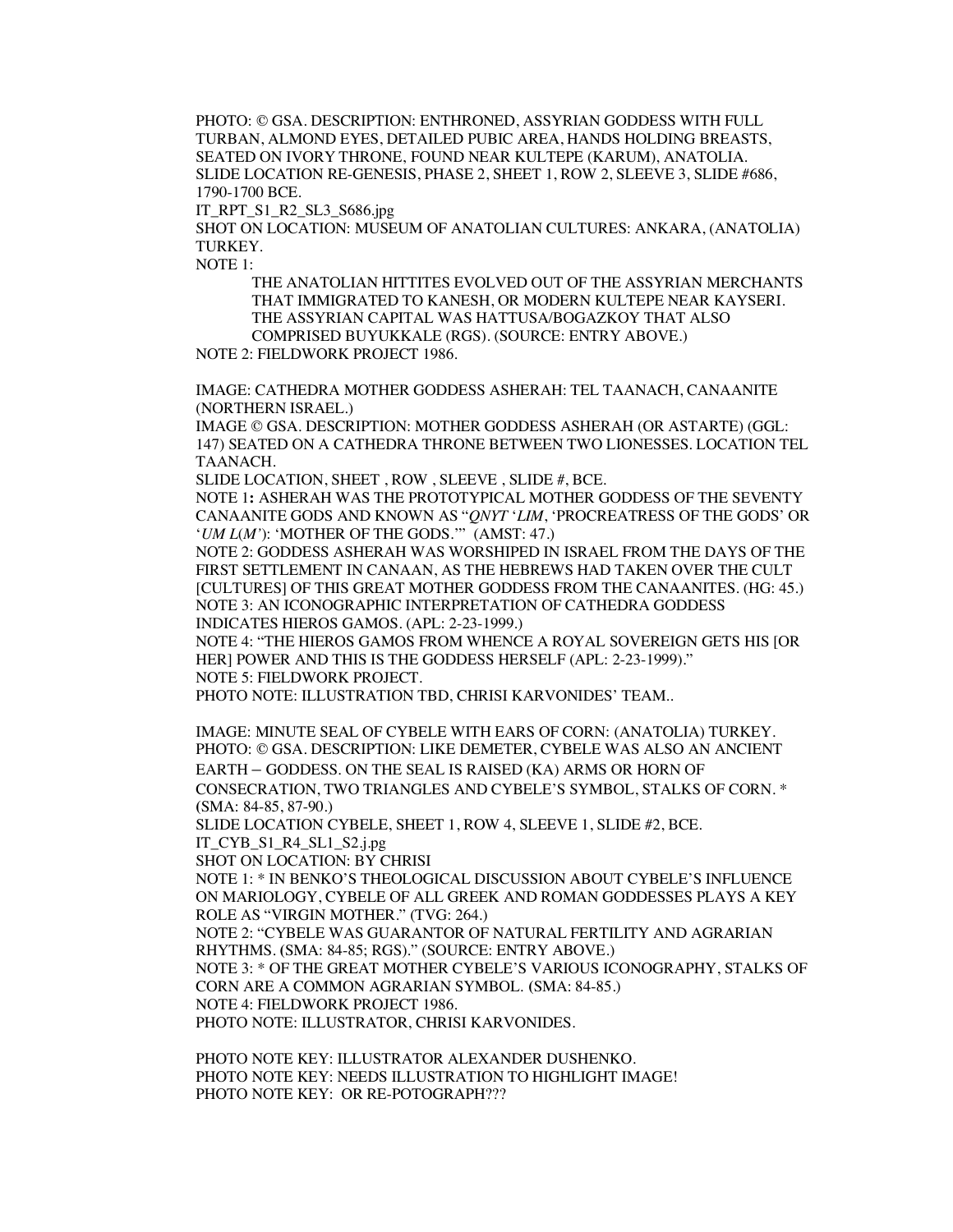PHOTO: © GSA. DESCRIPTION: ENTHRONED, ASSYRIAN GODDESS WITH FULL TURBAN, ALMOND EYES, DETAILED PUBIC AREA, HANDS HOLDING BREASTS, SEATED ON IVORY THRONE, FOUND NEAR KULTEPE (KARUM), ANATOLIA. SLIDE LOCATION RE-GENESIS, PHASE 2, SHEET 1, ROW 2, SLEEVE 3, SLIDE #686, 1790-1700 BCE.

IT_RPT_S1_R2_SL3_S686.jpg

SHOT ON LOCATION: MUSEUM OF ANATOLIAN CULTURES: ANKARA, (ANATOLIA) TURKEY.

NOTE 1:

> THE ANATOLIAN HITTITES EVOLVED OUT OF THE ASSYRIAN MERCHANTS THAT IMMIGRATED TO KANESH, OR MODERN KULTEPE NEAR KAYSERI. THE ASSYRIAN CAPITAL WAS HATTUSA/BOGAZKOY THAT ALSO COMPRISED BUYUKKALE (RGS). (SOURCE: ENTRY ABOVE.)

NOTE 2: FIELDWORK PROJECT 1986.

IMAGE: CATHEDRA MOTHER GODDESS ASHERAH: TEL TAANACH, CANAANITE (NORTHERN ISRAEL.)

IMAGE © GSA. DESCRIPTION: MOTHER GODDESS ASHERAH (OR ASTARTE) (GGL: 147) SEATED ON A CATHEDRA THRONE BETWEEN TWO LIONESSES. LOCATION TEL TAANACH.

SLIDE LOCATION, SHEET , ROW , SLEEVE , SLIDE #, BCE.

NOTE 1**:** ASHERAH WAS THE PROTOTYPICAL MOTHER GODDESS OF THE SEVENTY CANAANITE GODS AND KNOWN AS "*QNYT* '*LIM*, 'PROCREATRESS OF THE GODS' OR '*UM L*(*M'*): 'MOTHER OF THE GODS.'" (AMST: 47.)

NOTE 2: GODDESS ASHERAH WAS WORSHIPED IN ISRAEL FROM THE DAYS OF THE FIRST SETTLEMENT IN CANAAN, AS THE HEBREWS HAD TAKEN OVER THE CULT [CULTURES] OF THIS GREAT MOTHER GODDESS FROM THE CANAANITES. (HG: 45.)

NOTE 3: AN ICONOGRAPHIC INTERPRETATION OF CATHEDRA GODDESS INDICATES HIEROS GAMOS. (APL: 2-23-1999.)

NOTE 4: "THE HIEROS GAMOS FROM WHENCE A ROYAL SOVEREIGN GETS HIS [OR HER] POWER AND THIS IS THE GODDESS HERSELF (APL: 2-23-1999)."

NOTE 5: FIELDWORK PROJECT.

PHOTO NOTE: ILLUSTRATION TBD, CHRISI KARVONIDES' TEAM..

IMAGE: MINUTE SEAL OF CYBELE WITH EARS OF CORN: (ANATOLIA) TURKEY.

PHOTO: © GSA. DESCRIPTION: LIKE DEMETER, CYBELE WAS ALSO AN ANCIENT EARTH – GODDESS. ON THE SEAL IS RAISED (KA) ARMS OR HORN OF CONSECRATION, TWO TRIANGLES AND CYBELE'S SYMBOL, STALKS OF CORN. * (SMA: 84-85, 87-90.)

SLIDE LOCATION CYBELE, SHEET 1, ROW 4, SLEEVE 1, SLIDE #2, BCE.

IT_CYB_S1_R4_SL1_S2.j.pg

SHOT ON LOCATION: BY CHRISI

NOTE 1: * IN BENKO'S THEOLOGICAL DISCUSSION ABOUT CYBELE'S INFLUENCE ON MARIOLOGY, CYBELE OF ALL GREEK AND ROMAN GODDESSES PLAYS A KEY ROLE AS "VIRGIN MOTHER." (TVG: 264.)

NOTE 2: "CYBELE WAS GUARANTOR OF NATURAL FERTILITY AND AGRARIAN RHYTHMS. (SMA: 84-85; RGS)." (SOURCE: ENTRY ABOVE.)

NOTE 3: * OF THE GREAT MOTHER CYBELE'S VARIOUS ICONOGRAPHY, STALKS OF CORN ARE A COMMON AGRARIAN SYMBOL. (SMA: 84-85.)

NOTE 4: FIELDWORK PROJECT 1986.

PHOTO NOTE: ILLUSTRATOR, CHRISI KARVONIDES.

PHOTO NOTE KEY: ILLUSTRATOR ALEXANDER DUSHENKO.

PHOTO NOTE KEY: NEEDS ILLUSTRATION TO HIGHLIGHT IMAGE!

PHOTO NOTE KEY: OR RE-POTOGRAPH???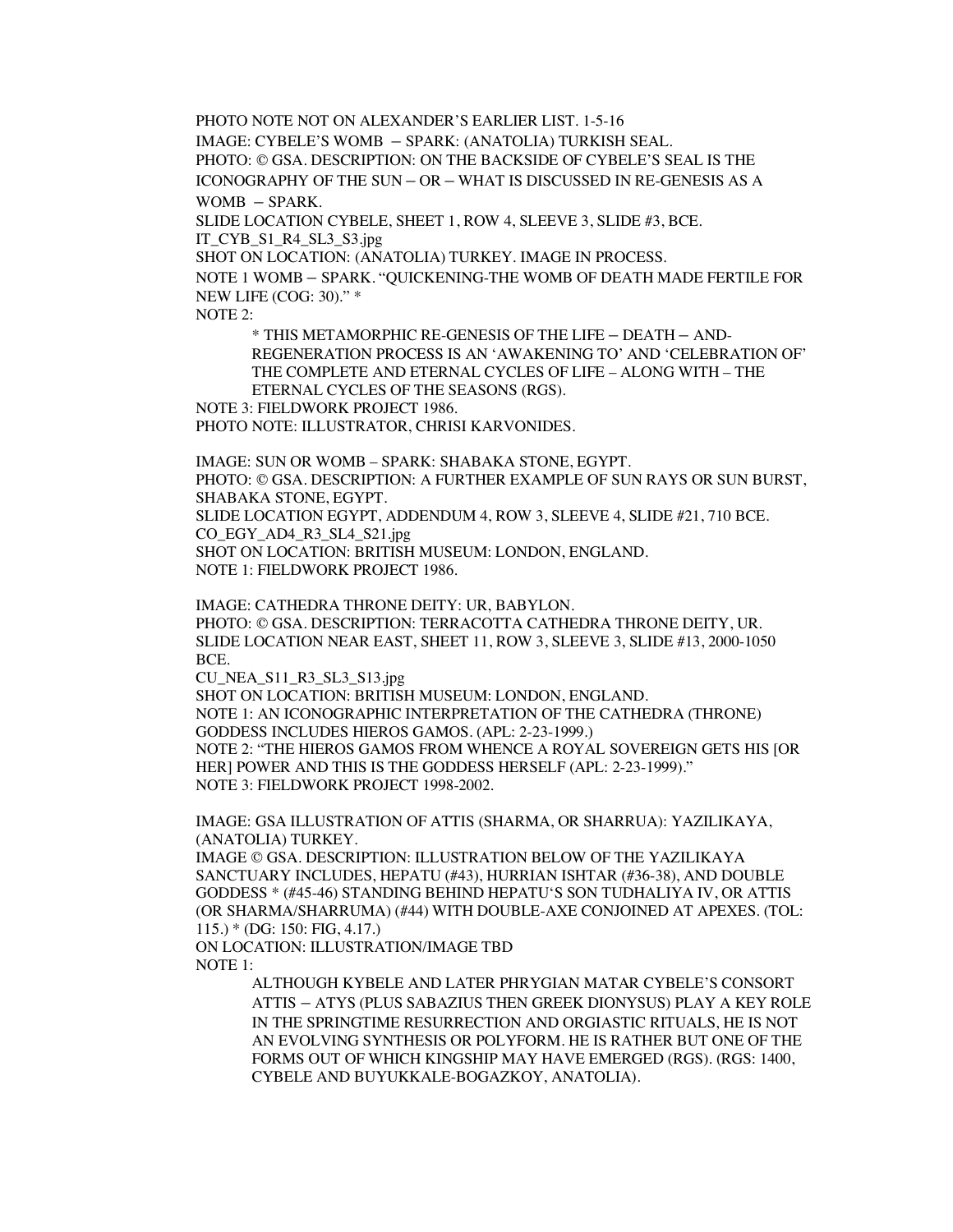PHOTO NOTE NOT ON ALEXANDER'S EARLIER LIST. 1-5-16

IMAGE: CYBELE'S WOMB – SPARK: (ANATOLIA) TURKISH SEAL.

PHOTO: © GSA. DESCRIPTION: ON THE BACKSIDE OF CYBELE'S SEAL IS THE ICONOGRAPHY OF THE SUN – OR – WHAT IS DISCUSSED IN RE-GENESIS AS A WOMB – SPARK.

SLIDE LOCATION CYBELE, SHEET 1, ROW 4, SLEEVE 3, SLIDE #3, BCE.

IT_CYB_S1_R4_SL3_S3.jpg

SHOT ON LOCATION: (ANATOLIA) TURKEY. IMAGE IN PROCESS.

NOTE 1 WOMB – SPARK. "QUICKENING-THE WOMB OF DEATH MADE FERTILE FOR NEW LIFE (COG: 30)." *

NOTE 2:

> * THIS METAMORPHIC RE-GENESIS OF THE LIFE – DEATH – AND-REGENERATION PROCESS IS AN 'AWAKENING TO' AND 'CELEBRATION OF' THE COMPLETE AND ETERNAL CYCLES OF LIFE – ALONG WITH – THE ETERNAL CYCLES OF THE SEASONS (RGS).

NOTE 3: FIELDWORK PROJECT 1986.

PHOTO NOTE: ILLUSTRATOR, CHRISI KARVONIDES.

IMAGE: SUN OR WOMB – SPARK: SHABAKA STONE, EGYPT.

PHOTO: © GSA. DESCRIPTION: A FURTHER EXAMPLE OF SUN RAYS OR SUN BURST, SHABAKA STONE, EGYPT.

SLIDE LOCATION EGYPT, ADDENDUM 4, ROW 3, SLEEVE 4, SLIDE #21, 710 BCE.

CO_EGY_AD4_R3_SL4_S21.jpg

SHOT ON LOCATION: BRITISH MUSEUM: LONDON, ENGLAND.

NOTE 1: FIELDWORK PROJECT 1986.

IMAGE: CATHEDRA THRONE DEITY: UR, BABYLON.

PHOTO: © GSA. DESCRIPTION: TERRACOTTA CATHEDRA THRONE DEITY, UR.

SLIDE LOCATION NEAR EAST, SHEET 11, ROW 3, SLEEVE 3, SLIDE #13, 2000-1050 BCE.

CU_NEA_S11_R3_SL3_S13.jpg

SHOT ON LOCATION: BRITISH MUSEUM: LONDON, ENGLAND.

NOTE 1: AN ICONOGRAPHIC INTERPRETATION OF THE CATHEDRA (THRONE) GODDESS INCLUDES HIEROS GAMOS. (APL: 2-23-1999.)

NOTE 2: "THE HIEROS GAMOS FROM WHENCE A ROYAL SOVEREIGN GETS HIS [OR HER] POWER AND THIS IS THE GODDESS HERSELF (APL: 2-23-1999)."

NOTE 3: FIELDWORK PROJECT 1998-2002.

IMAGE: GSA ILLUSTRATION OF ATTIS (SHARMA, OR SHARRUA): YAZILIKAYA, (ANATOLIA) TURKEY.

IMAGE © GSA. DESCRIPTION: ILLUSTRATION BELOW OF THE YAZILIKAYA SANCTUARY INCLUDES, HEPATU (#43), HURRIAN ISHTAR (#36-38), AND DOUBLE GODDESS * (#45-46) STANDING BEHIND HEPATU'S SON TUDHALIYA IV, OR ATTIS (OR SHARMA/SHARRUMA) (#44) WITH DOUBLE-AXE CONJOINED AT APEXES. (TOL: 115.) * (DG: 150: FIG, 4.17.)

ON LOCATION: ILLUSTRATION/IMAGE TBD

NOTE 1:

> ALTHOUGH KYBELE AND LATER PHRYGIAN MATAR CYBELE'S CONSORT ATTIS – ATYS (PLUS SABAZIUS THEN GREEK DIONYSUS) PLAY A KEY ROLE IN THE SPRINGTIME RESURRECTION AND ORGIASTIC RITUALS, HE IS NOT AN EVOLVING SYNTHESIS OR POLYFORM. HE IS RATHER BUT ONE OF THE FORMS OUT OF WHICH KINGSHIP MAY HAVE EMERGED (RGS). (RGS: 1400, CYBELE AND BUYUKKALE-BOGAZKOY, ANATOLIA).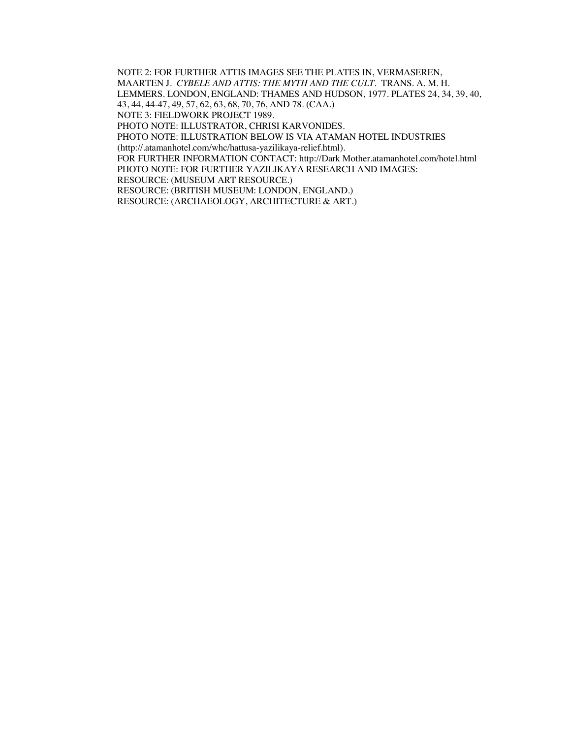NOTE 2: FOR FURTHER ATTIS IMAGES SEE THE PLATES IN, VERMASEREN, MAARTEN J. *CYBELE AND ATTIS: THE MYTH AND THE CULT*. TRANS. A. M. H. LEMMERS. LONDON, ENGLAND: THAMES AND HUDSON, 1977. PLATES 24, 34, 39, 40, 43, 44, 44-47, 49, 57, 62, 63, 68, 70, 76, AND 78. (CAA.)

NOTE 3: FIELDWORK PROJECT 1989.

PHOTO NOTE: ILLUSTRATOR, CHRISI KARVONIDES.

PHOTO NOTE: ILLUSTRATION BELOW IS VIA ATAMAN HOTEL INDUSTRIES (http://.atamanhotel.com/whc/hattusa-yazilikaya-relief.html).

FOR FURTHER INFORMATION CONTACT: http://Dark Mother.atamanhotel.com/hotel.html

PHOTO NOTE: FOR FURTHER YAZILIKAYA RESEARCH AND IMAGES:

RESOURCE: (MUSEUM ART RESOURCE.)

RESOURCE: (BRITISH MUSEUM: LONDON, ENGLAND.)

RESOURCE: (ARCHAEOLOGY, ARCHITECTURE & ART.)